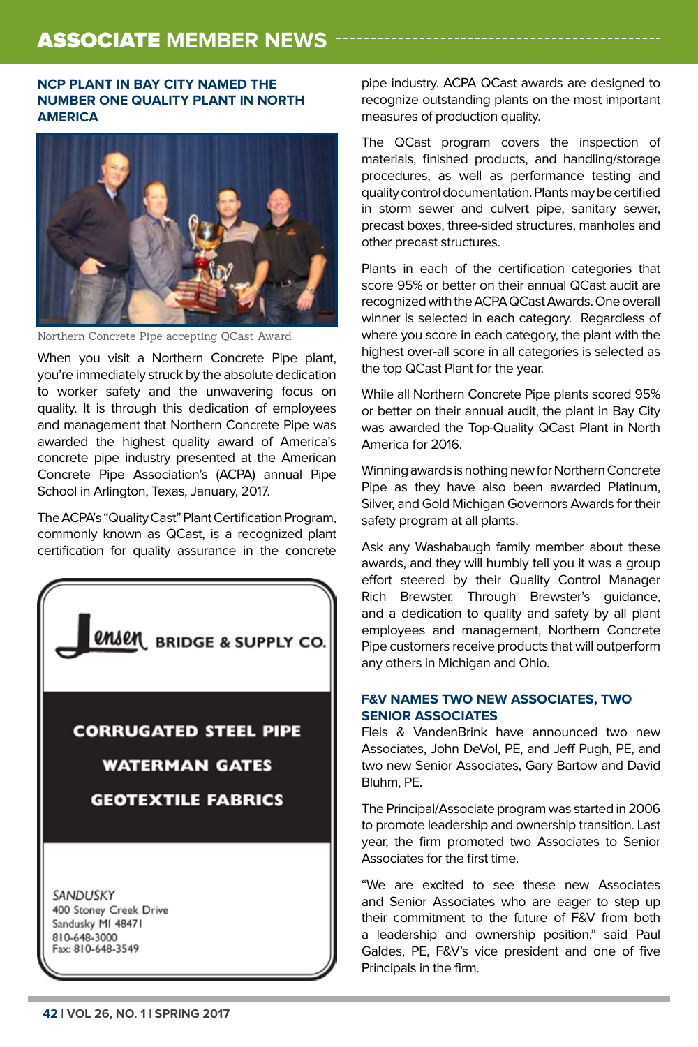# ASSOCIATE MEMBER NEWS

## NCP PLANT IN BAY CITY NAMED THE NUMBER ONE QUALITY PLANT IN NORTH AMERICA

Northern Concrete Pipe accepting QCast Award

When you visit a Northern Concrete Pipe plant, you're immediately struck by the absolute dedication to worker safety and the unwavering focus on quality. It is through this dedication of employees and management that Northern Concrete Pipe was awarded the highest quality award of America's concrete pipe industry presented at the American Concrete Pipe Association's (ACPA) annual Pipe School in Arlington, Texas, January, 2017.

The ACPA's "Quality Cast" Plant Certification Program, commonly known as QCast, is a recognized plant certification for quality assurance in the concrete pipe industry. ACPA QCast awards are designed to recognize outstanding plants on the most important measures of production quality.

The QCast program covers the inspection of materials, finished products, and handling/storage procedures, as well as performance testing and quality control documentation. Plants may be certified in storm sewer and culvert pipe, sanitary sewer, precast boxes, three-sided structures, manholes and other precast structures.

Plants in each of the certification categories that score 95% or better on their annual QCast audit are recognized with the ACPA QCast Awards. One overall winner is selected in each category. Regardless of where you score in each category, the plant with the highest over-all score in all categories is selected as the top QCast Plant for the year.

While all Northern Concrete Pipe plants scored 95% or better on their annual audit, the plant in Bay City was awarded the Top-Quality QCast Plant in North America for 2016.

Winning awards is nothing new for Northern Concrete Pipe as they have also been awarded Platinum, Silver, and Gold Michigan Governors Awards for their safety program at all plants.

Ask any Washabaugh family member about these awards, and they will humbly tell you it was a group effort steered by their Quality Control Manager Rich Brewster. Through Brewster's guidance, and a dedication to quality and safety by all plant employees and management, Northern Concrete Pipe customers receive products that will outperform any others in Michigan and Ohio.

**Jensen BRIDGE & SUPPLY CO.**

**CORRUGATED STEEL PIPE**

**WATERMAN GATES**

**GEOTEXTILE FABRICS**

SANDUSKY
400 Stoney Creek Drive
Sandusky MI 48471
810-648-3000
Fax: 810-648-3549

## F&V NAMES TWO NEW ASSOCIATES, TWO SENIOR ASSOCIATES

Fleis & VandenBrink have announced two new Associates, John DeVol, PE, and Jeff Pugh, PE, and two new Senior Associates, Gary Bartow and David Bluhm, PE.

The Principal/Associate program was started in 2006 to promote leadership and ownership transition. Last year, the firm promoted two Associates to Senior Associates for the first time.

"We are excited to see these new Associates and Senior Associates who are eager to step up their commitment to the future of F&V from both a leadership and ownership position," said Paul Galdes, PE, F&V's vice president and one of five Principals in the firm.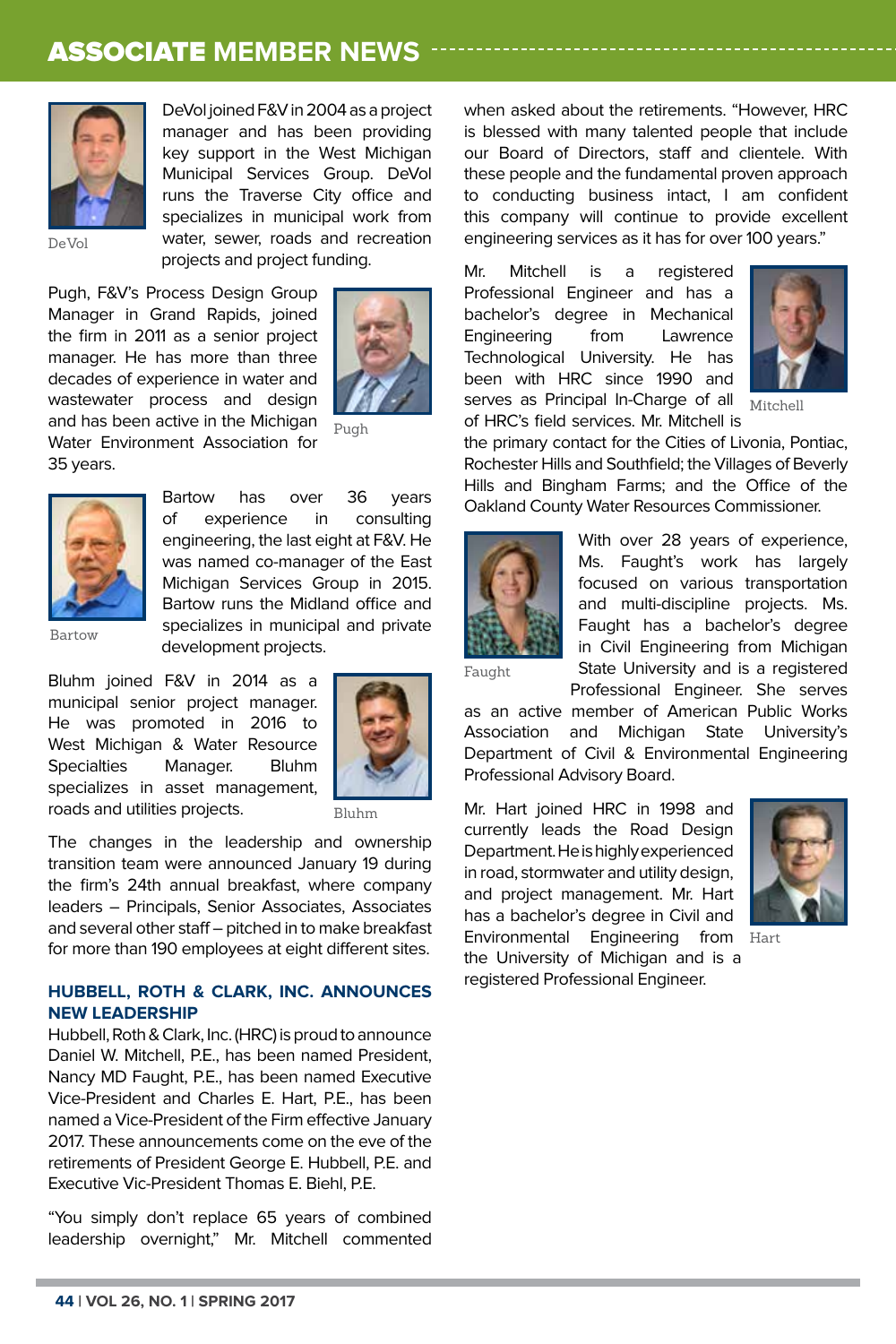## ASSOCIATE MEMBER NEWS

DeVol joined F&V in 2004 as a project manager and has been providing key support in the West Michigan Municipal Services Group. DeVol runs the Traverse City office and specializes in municipal work from water, sewer, roads and recreation projects and project funding.

DeVol

Pugh, F&V's Process Design Group Manager in Grand Rapids, joined the firm in 2011 as a senior project manager. He has more than three decades of experience in water and wastewater process and design and has been active in the Michigan Water Environment Association for 35 years.

Pugh

Bartow has over 36 years of experience in consulting engineering, the last eight at F&V. He was named co-manager of the East Michigan Services Group in 2015. Bartow runs the Midland office and specializes in municipal and private development projects.

Bartow

Bluhm joined F&V in 2014 as a municipal senior project manager. He was promoted in 2016 to West Michigan & Water Resource Specialties Manager. Bluhm specializes in asset management, roads and utilities projects.

Bluhm

The changes in the leadership and ownership transition team were announced January 19 during the firm's 24th annual breakfast, where company leaders – Principals, Senior Associates, Associates and several other staff – pitched in to make breakfast for more than 190 employees at eight different sites.

### HUBBELL, ROTH & CLARK, INC. ANNOUNCES NEW LEADERSHIP

Hubbell, Roth & Clark, Inc. (HRC) is proud to announce Daniel W. Mitchell, P.E., has been named President, Nancy MD Faught, P.E., has been named Executive Vice-President and Charles E. Hart, P.E., has been named a Vice-President of the Firm effective January 2017. These announcements come on the eve of the retirements of President George E. Hubbell, P.E. and Executive Vic-President Thomas E. Biehl, P.E.

"You simply don't replace 65 years of combined leadership overnight," Mr. Mitchell commented when asked about the retirements. "However, HRC is blessed with many talented people that include our Board of Directors, staff and clientele. With these people and the fundamental proven approach to conducting business intact, I am confident this company will continue to provide excellent engineering services as it has for over 100 years."

Mr. Mitchell is a registered Professional Engineer and has a bachelor's degree in Mechanical Engineering from Lawrence Technological University. He has been with HRC since 1990 and serves as Principal In-Charge of all of HRC's field services. Mr. Mitchell is the primary contact for the Cities of Livonia, Pontiac, Rochester Hills and Southfield; the Villages of Beverly Hills and Bingham Farms; and the Office of the Oakland County Water Resources Commissioner.

Mitchell

With over 28 years of experience, Ms. Faught's work has largely focused on various transportation and multi-discipline projects. Ms. Faught has a bachelor's degree in Civil Engineering from Michigan State University and is a registered Professional Engineer. She serves as an active member of American Public Works Association and Michigan State University's Department of Civil & Environmental Engineering Professional Advisory Board.

Faught

Mr. Hart joined HRC in 1998 and currently leads the Road Design Department. He is highly experienced in road, stormwater and utility design, and project management. Mr. Hart has a bachelor's degree in Civil and Environmental Engineering from the University of Michigan and is a registered Professional Engineer.

Hart